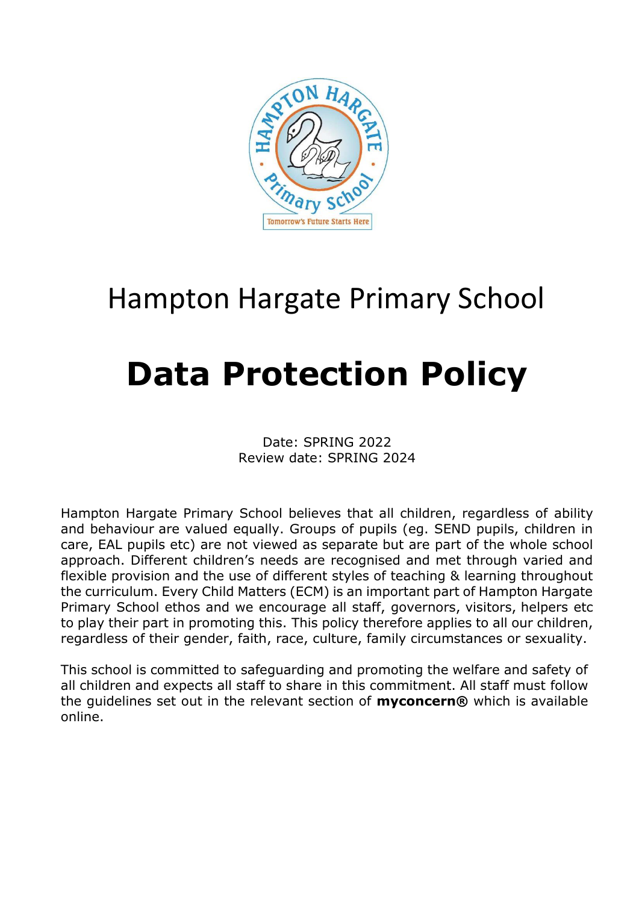Hampton Hargate Primary School

# Data Protection Policy

Date: SPRING 2022
Review date: SPRING 2024

Hampton Hargate Primary School believes that all children, regardless of ability and behaviour are valued equally. Groups of pupils (eg. SEND pupils, children in care, EAL pupils etc) are not viewed as separate but are part of the whole school approach. Different children's needs are recognised and met through varied and flexible provision and the use of different styles of teaching & learning throughout the curriculum. Every Child Matters (ECM) is an important part of Hampton Hargate Primary School ethos and we encourage all staff, governors, visitors, helpers etc to play their part in promoting this. This policy therefore applies to all our children, regardless of their gender, faith, race, culture, family circumstances or sexuality.

This school is committed to safeguarding and promoting the welfare and safety of all children and expects all staff to share in this commitment. All staff must follow the guidelines set out in the relevant section of **myconcern®** which is available online.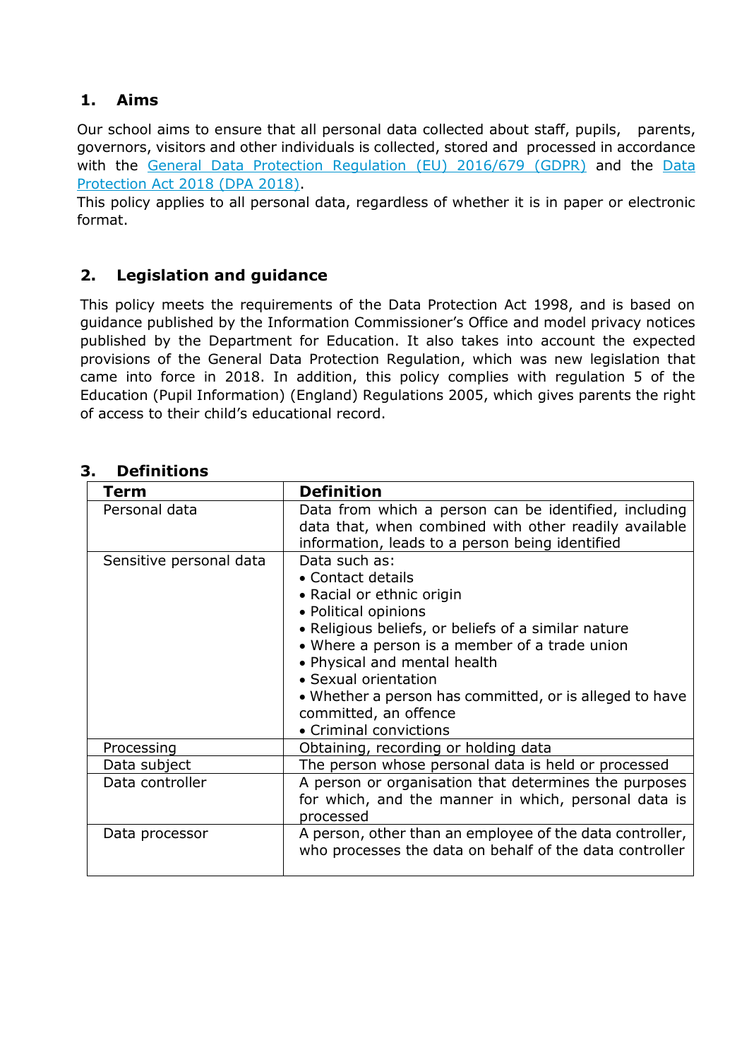## 1. Aims

Our school aims to ensure that all personal data collected about staff, pupils, parents, governors, visitors and other individuals is collected, stored and processed in accordance with the [General Data Protection Regulation (EU) 2016/679 (GDPR)](#) and the [Data Protection Act 2018 (DPA 2018)](#).

This policy applies to all personal data, regardless of whether it is in paper or electronic format.

## 2. Legislation and guidance

This policy meets the requirements of the Data Protection Act 1998, and is based on guidance published by the Information Commissioner's Office and model privacy notices published by the Department for Education. It also takes into account the expected provisions of the General Data Protection Regulation, which was new legislation that came into force in 2018. In addition, this policy complies with regulation 5 of the Education (Pupil Information) (England) Regulations 2005, which gives parents the right of access to their child's educational record.

## 3. Definitions

| Term | Definition |
|---|---|
| Personal data | Data from which a person can be identified, including data that, when combined with other readily available information, leads to a person being identified |
| Sensitive personal data | Data such as:<br>• Contact details<br>• Racial or ethnic origin<br>• Political opinions<br>• Religious beliefs, or beliefs of a similar nature<br>• Where a person is a member of a trade union<br>• Physical and mental health<br>• Sexual orientation<br>• Whether a person has committed, or is alleged to have committed, an offence<br>• Criminal convictions |
| Processing | Obtaining, recording or holding data |
| Data subject | The person whose personal data is held or processed |
| Data controller | A person or organisation that determines the purposes for which, and the manner in which, personal data is processed |
| Data processor | A person, other than an employee of the data controller, who processes the data on behalf of the data controller |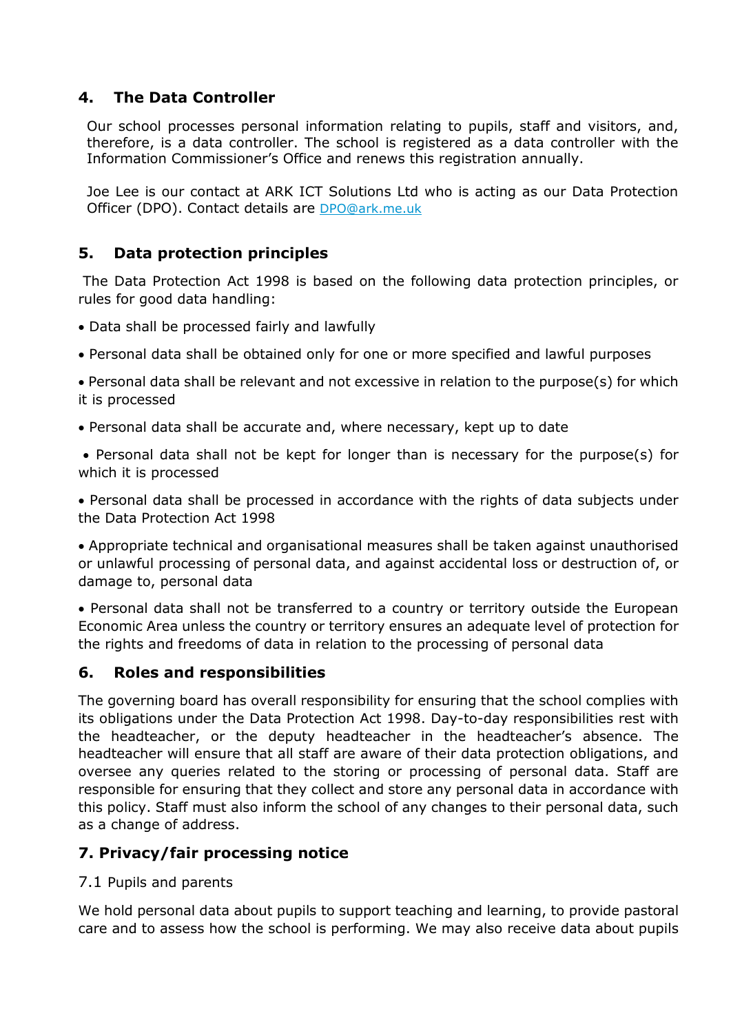## 4. The Data Controller

Our school processes personal information relating to pupils, staff and visitors, and, therefore, is a data controller. The school is registered as a data controller with the Information Commissioner's Office and renews this registration annually.

Joe Lee is our contact at ARK ICT Solutions Ltd who is acting as our Data Protection Officer (DPO). Contact details are DPO@ark.me.uk

## 5. Data protection principles

The Data Protection Act 1998 is based on the following data protection principles, or rules for good data handling:

- Data shall be processed fairly and lawfully
- Personal data shall be obtained only for one or more specified and lawful purposes
- Personal data shall be relevant and not excessive in relation to the purpose(s) for which it is processed
- Personal data shall be accurate and, where necessary, kept up to date
- Personal data shall not be kept for longer than is necessary for the purpose(s) for which it is processed
- Personal data shall be processed in accordance with the rights of data subjects under the Data Protection Act 1998
- Appropriate technical and organisational measures shall be taken against unauthorised or unlawful processing of personal data, and against accidental loss or destruction of, or damage to, personal data
- Personal data shall not be transferred to a country or territory outside the European Economic Area unless the country or territory ensures an adequate level of protection for the rights and freedoms of data in relation to the processing of personal data

## 6. Roles and responsibilities

The governing board has overall responsibility for ensuring that the school complies with its obligations under the Data Protection Act 1998. Day-to-day responsibilities rest with the headteacher, or the deputy headteacher in the headteacher's absence. The headteacher will ensure that all staff are aware of their data protection obligations, and oversee any queries related to the storing or processing of personal data. Staff are responsible for ensuring that they collect and store any personal data in accordance with this policy. Staff must also inform the school of any changes to their personal data, such as a change of address.

## 7. Privacy/fair processing notice

### 7.1 Pupils and parents

We hold personal data about pupils to support teaching and learning, to provide pastoral care and to assess how the school is performing. We may also receive data about pupils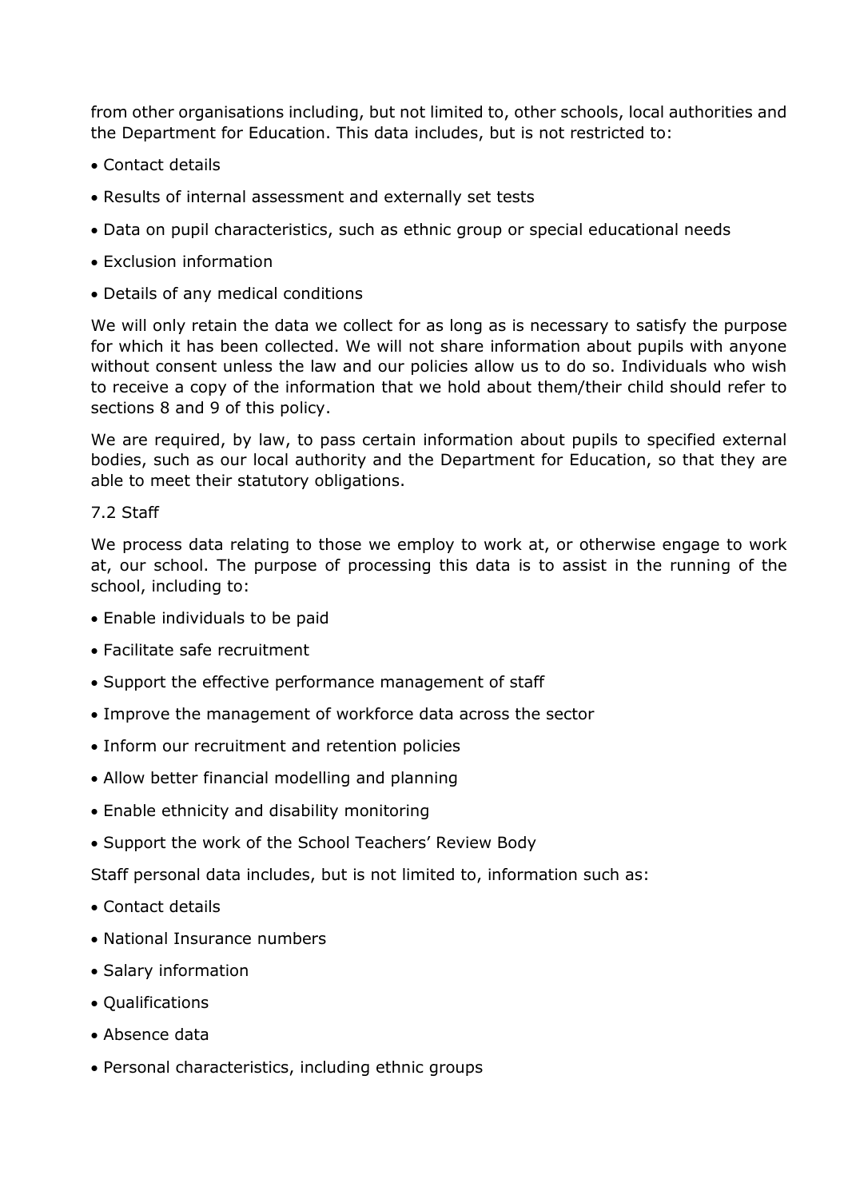from other organisations including, but not limited to, other schools, local authorities and the Department for Education. This data includes, but is not restricted to:

- Contact details
- Results of internal assessment and externally set tests
- Data on pupil characteristics, such as ethnic group or special educational needs
- Exclusion information
- Details of any medical conditions

We will only retain the data we collect for as long as is necessary to satisfy the purpose for which it has been collected. We will not share information about pupils with anyone without consent unless the law and our policies allow us to do so. Individuals who wish to receive a copy of the information that we hold about them/their child should refer to sections 8 and 9 of this policy.

We are required, by law, to pass certain information about pupils to specified external bodies, such as our local authority and the Department for Education, so that they are able to meet their statutory obligations.

7.2 Staff

We process data relating to those we employ to work at, or otherwise engage to work at, our school. The purpose of processing this data is to assist in the running of the school, including to:

- Enable individuals to be paid
- Facilitate safe recruitment
- Support the effective performance management of staff
- Improve the management of workforce data across the sector
- Inform our recruitment and retention policies
- Allow better financial modelling and planning
- Enable ethnicity and disability monitoring
- Support the work of the School Teachers' Review Body

Staff personal data includes, but is not limited to, information such as:

- Contact details
- National Insurance numbers
- Salary information
- Qualifications
- Absence data
- Personal characteristics, including ethnic groups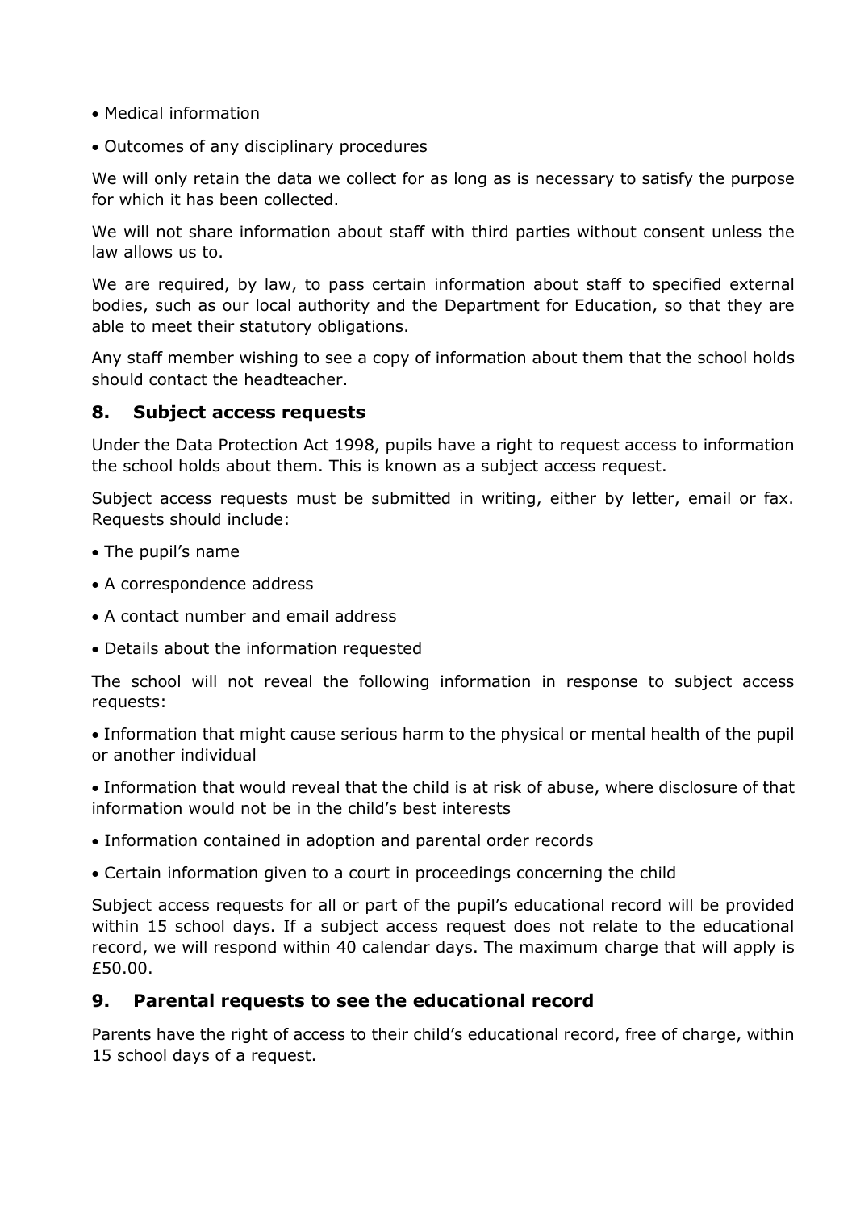- Medical information
- Outcomes of any disciplinary procedures

We will only retain the data we collect for as long as is necessary to satisfy the purpose for which it has been collected.

We will not share information about staff with third parties without consent unless the law allows us to.

We are required, by law, to pass certain information about staff to specified external bodies, such as our local authority and the Department for Education, so that they are able to meet their statutory obligations.

Any staff member wishing to see a copy of information about them that the school holds should contact the headteacher.

## 8. Subject access requests

Under the Data Protection Act 1998, pupils have a right to request access to information the school holds about them. This is known as a subject access request.

Subject access requests must be submitted in writing, either by letter, email or fax. Requests should include:

- The pupil's name
- A correspondence address
- A contact number and email address
- Details about the information requested

The school will not reveal the following information in response to subject access requests:

- Information that might cause serious harm to the physical or mental health of the pupil or another individual
- Information that would reveal that the child is at risk of abuse, where disclosure of that information would not be in the child's best interests
- Information contained in adoption and parental order records
- Certain information given to a court in proceedings concerning the child

Subject access requests for all or part of the pupil's educational record will be provided within 15 school days. If a subject access request does not relate to the educational record, we will respond within 40 calendar days. The maximum charge that will apply is £50.00.

## 9. Parental requests to see the educational record

Parents have the right of access to their child's educational record, free of charge, within 15 school days of a request.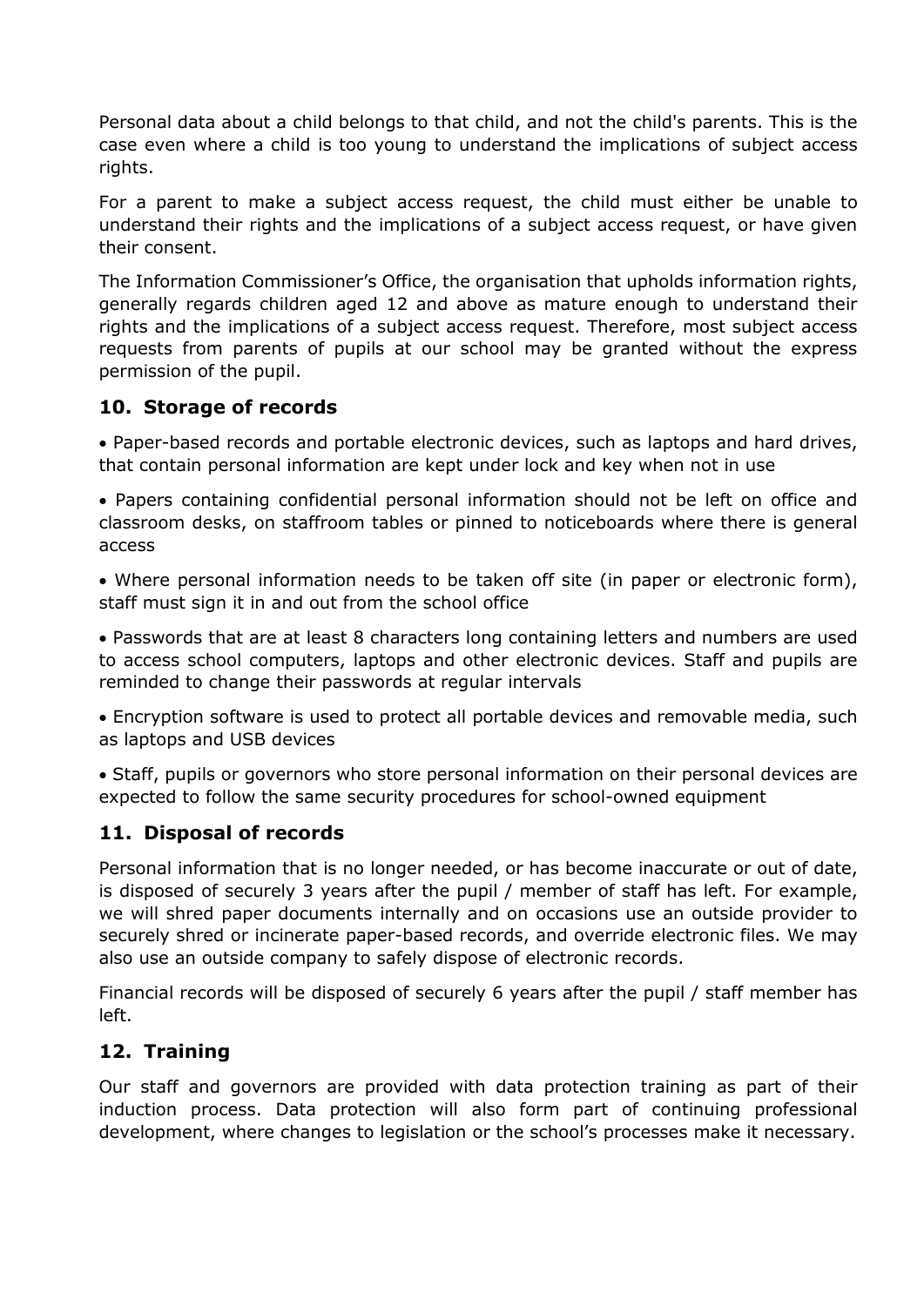Personal data about a child belongs to that child, and not the child's parents. This is the case even where a child is too young to understand the implications of subject access rights.

For a parent to make a subject access request, the child must either be unable to understand their rights and the implications of a subject access request, or have given their consent.

The Information Commissioner's Office, the organisation that upholds information rights, generally regards children aged 12 and above as mature enough to understand their rights and the implications of a subject access request. Therefore, most subject access requests from parents of pupils at our school may be granted without the express permission of the pupil.

## 10. Storage of records

- Paper-based records and portable electronic devices, such as laptops and hard drives, that contain personal information are kept under lock and key when not in use
- Papers containing confidential personal information should not be left on office and classroom desks, on staffroom tables or pinned to noticeboards where there is general access
- Where personal information needs to be taken off site (in paper or electronic form), staff must sign it in and out from the school office
- Passwords that are at least 8 characters long containing letters and numbers are used to access school computers, laptops and other electronic devices. Staff and pupils are reminded to change their passwords at regular intervals
- Encryption software is used to protect all portable devices and removable media, such as laptops and USB devices
- Staff, pupils or governors who store personal information on their personal devices are expected to follow the same security procedures for school-owned equipment

## 11. Disposal of records

Personal information that is no longer needed, or has become inaccurate or out of date, is disposed of securely 3 years after the pupil / member of staff has left. For example, we will shred paper documents internally and on occasions use an outside provider to securely shred or incinerate paper-based records, and override electronic files. We may also use an outside company to safely dispose of electronic records.

Financial records will be disposed of securely 6 years after the pupil / staff member has left.

## 12. Training

Our staff and governors are provided with data protection training as part of their induction process. Data protection will also form part of continuing professional development, where changes to legislation or the school's processes make it necessary.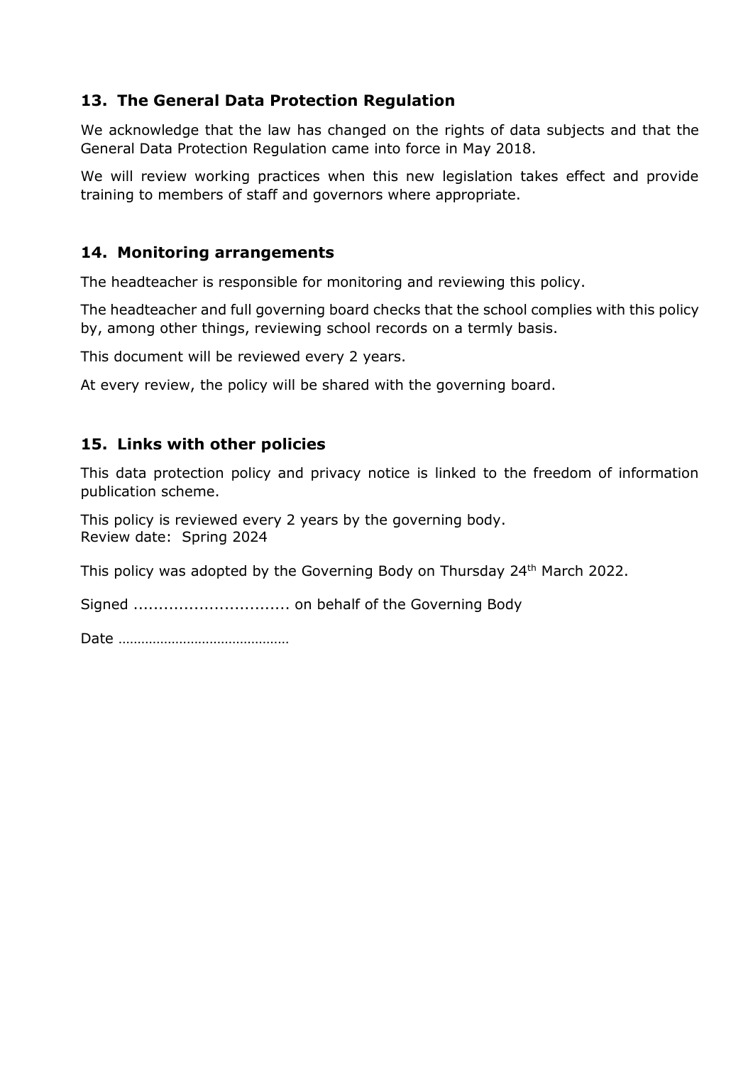## 13. The General Data Protection Regulation

We acknowledge that the law has changed on the rights of data subjects and that the General Data Protection Regulation came into force in May 2018.

We will review working practices when this new legislation takes effect and provide training to members of staff and governors where appropriate.

## 14. Monitoring arrangements

The headteacher is responsible for monitoring and reviewing this policy.

The headteacher and full governing board checks that the school complies with this policy by, among other things, reviewing school records on a termly basis.

This document will be reviewed every 2 years.

At every review, the policy will be shared with the governing board.

## 15. Links with other policies

This data protection policy and privacy notice is linked to the freedom of information publication scheme.

This policy is reviewed every 2 years by the governing body.
Review date: Spring 2024

This policy was adopted by the Governing Body on Thursday 24th March 2022.

Signed ............................... on behalf of the Governing Body

Date ………………………………………